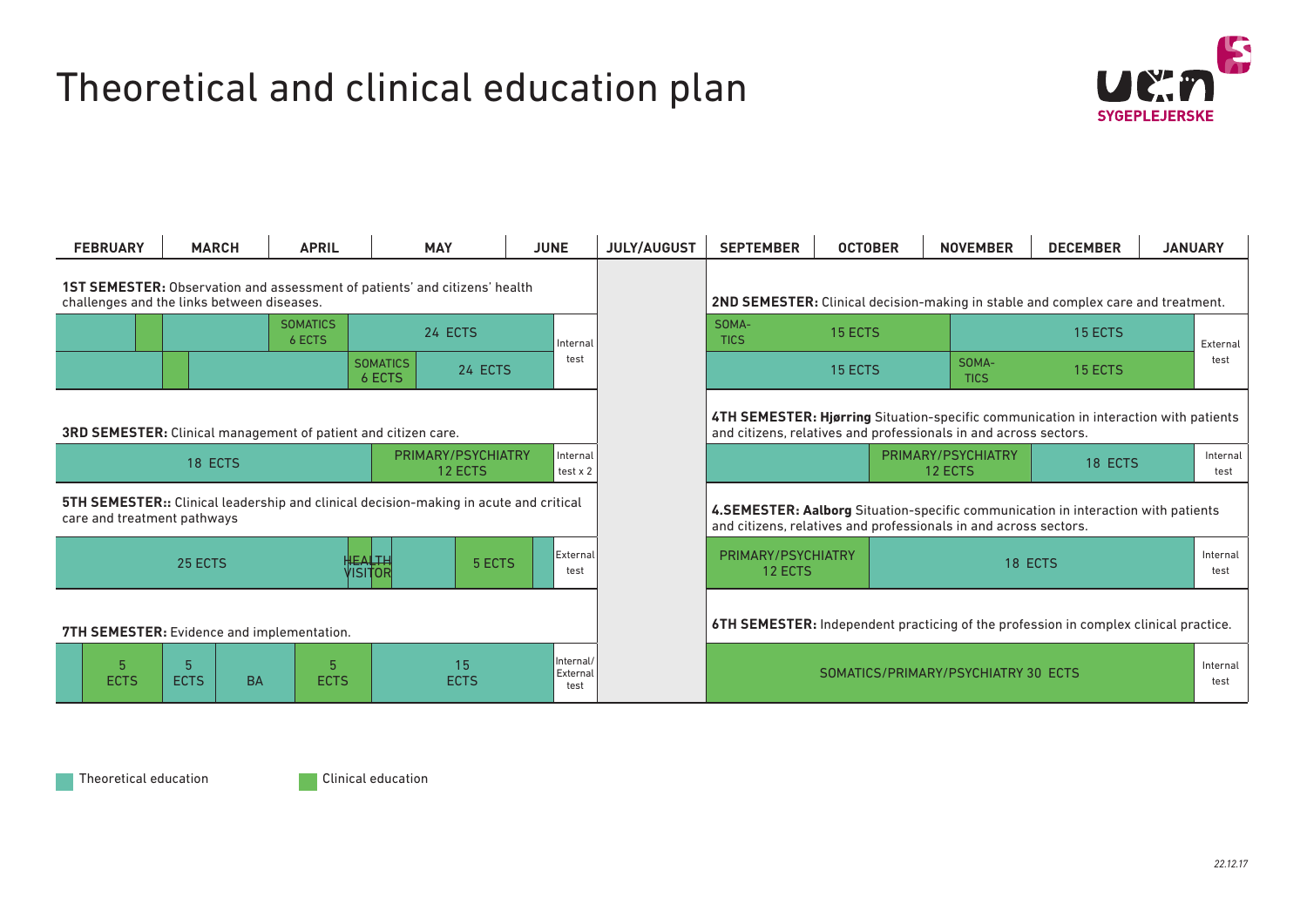# Theoretical and clinical education plan

SYGEPLEJERSKE

| FEBRUARY | MARCH | APRIL | MAY | JUNE | JULY/AUGUST | SEPTEMBER | OCTOBER | NOVEMBER | DECEMBER | JANUARY |
|---|---|---|---|---|---|---|---|---|---|---|

**1ST SEMESTER:** Observation and assessment of patients' and citizens' health challenges and the links between diseases.

| | | | SOMATICS 6 ECTS | 24 ECTS | Internal test |
|---|---|---|---|---|---|
| | | | SOMATICS 6 ECTS | 24 ECTS | |

**2ND SEMESTER:** Clinical decision-making in stable and complex care and treatment.

| SOMA-TICS | 15 ECTS | 15 ECTS | External test |
|---|---|---|---|
| 15 ECTS | SOMA-TICS | 15 ECTS | |

**3RD SEMESTER:** Clinical management of patient and citizen care.

| 18 ECTS | PRIMARY/PSYCHIATRY 12 ECTS | Internal test x 2 |
|---|---|---|

**4TH SEMESTER: Hjørring** Situation-specific communication in interaction with patients and citizens, relatives and professionals in and across sectors.

| | PRIMARY/PSYCHIATRY 12 ECTS | 18 ECTS | Internal test |
|---|---|---|---|

**5TH SEMESTER::** Clinical leadership and clinical decision-making in acute and critical care and treatment pathways

| 25 ECTS | HEALTH VISITOR | 5 ECTS | External test |
|---|---|---|---|

**4.SEMESTER: Aalborg** Situation-specific communication in interaction with patients and citizens, relatives and professionals in and across sectors.

| PRIMARY/PSYCHIATRY 12 ECTS | 18 ECTS | Internal test |
|---|---|---|

**7TH SEMESTER:** Evidence and implementation.

| 5 ECTS | 5 ECTS | BA | 5 ECTS | 15 ECTS | Internal/ External test |
|---|---|---|---|---|---|

**6TH SEMESTER:** Independent practicing of the profession in complex clinical practice.

| SOMATICS/PRIMARY/PSYCHIATRY 30 ECTS | Internal test |
|---|---|

Theoretical education

Clinical education

*22.12.17*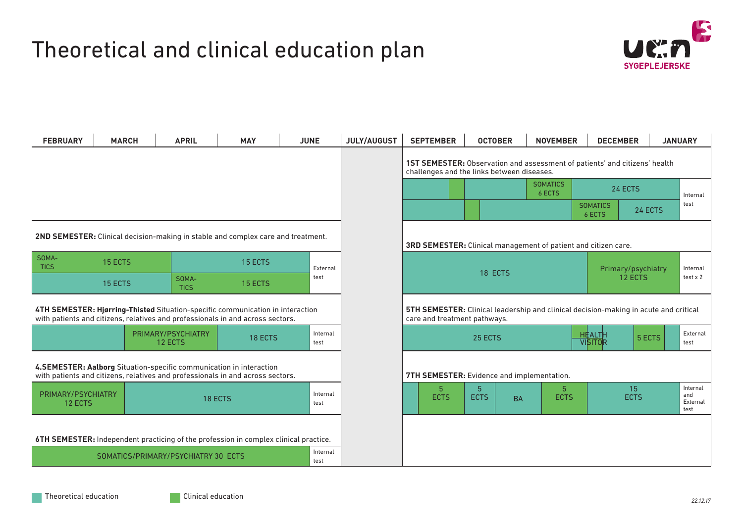# Theoretical and clinical education plan

SYGEPLEJERSKE

| FEBRUARY | MARCH | APRIL | MAY | JUNE | JULY/AUGUST | SEPTEMBER | OCTOBER | NOVEMBER | DECEMBER | JANUARY |
|---|---|---|---|---|---|---|---|---|---|---|

**1ST SEMESTER:** Observation and assessment of patients' and citizens' health challenges and the links between diseases.

- SOMATICS 6 ECTS | 24 ECTS | Internal test
- SOMATICS 6 ECTS | 24 ECTS

**2ND SEMESTER:** Clinical decision-making in stable and complex care and treatment.

- SOMATICS 15 ECTS | 15 ECTS | External test
- 15 ECTS | SOMATICS 15 ECTS

**3RD SEMESTER:** Clinical management of patient and citizen care.

- 18 ECTS | Primary/psychiatry 12 ECTS | Internal test x 2

**4TH SEMESTER: Hjørring-Thisted** Situation-specific communication in interaction with patients and citizens, relatives and professionals in and across sectors.

- PRIMARY/PSYCHIATRY 12 ECTS | 18 ECTS | Internal test

**5TH SEMESTER:** Clinical leadership and clinical decision-making in acute and critical care and treatment pathways.

- 25 ECTS | HEALTH VISITOR | 5 ECTS | External test

**4.SEMESTER: Aalborg** Situation-specific communication in interaction with patients and citizens, relatives and professionals in and across sectors.

- PRIMARY/PSYCHIATRY 12 ECTS | 18 ECTS | Internal test

**7TH SEMESTER:** Evidence and implementation.

- 5 ECTS | 5 ECTS | BA | 5 ECTS | 15 ECTS | Internal and External test

**6TH SEMESTER:** Independent practicing of the profession in complex clinical practice.

- SOMATICS/PRIMARY/PSYCHIATRY 30 ECTS | Internal test

Theoretical education

Clinical education

22.12.17